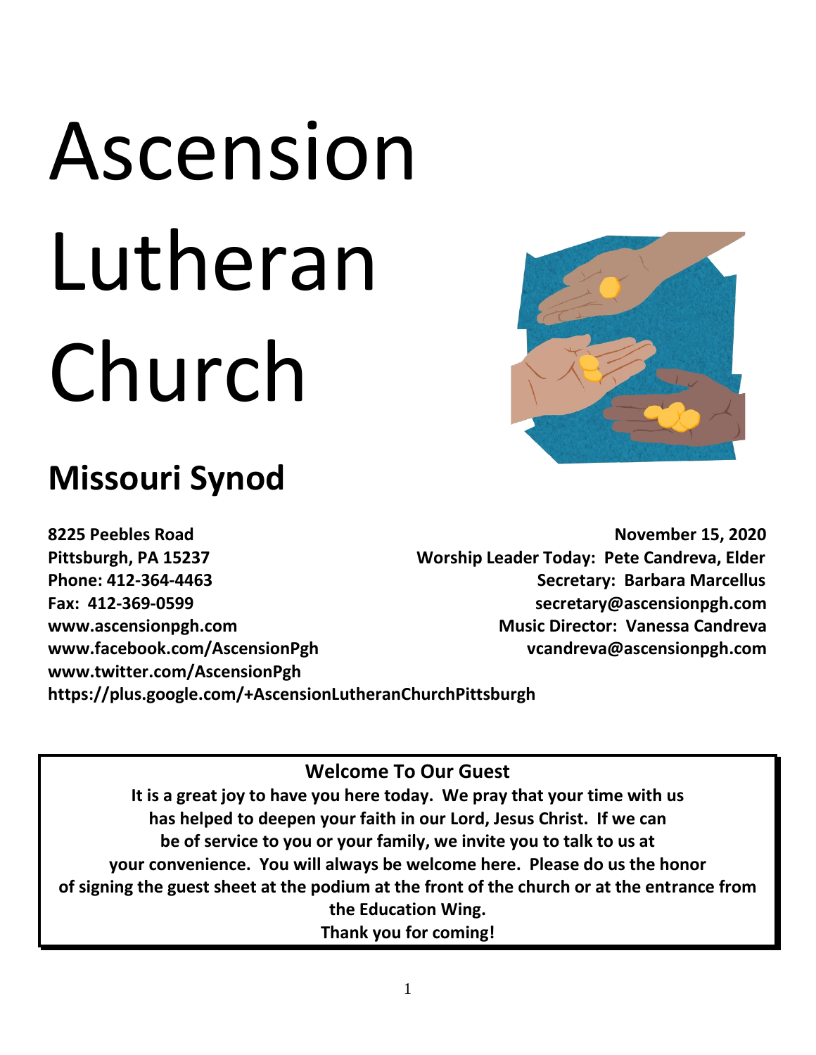# Ascension Lutheran Church

## Missouri Synod

**8225 Peebles Road**
**Pittsburgh, PA 15237**
**Phone: 412-364-4463**
**Fax: 412-369-0599**
**www.ascensionpgh.com**
**www.facebook.com/AscensionPgh**
**www.twitter.com/AscensionPgh**
**https://plus.google.com/+AscensionLutheranChurchPittsburgh**

**November 15, 2020**
**Worship Leader Today: Pete Candreva, Elder**
**Secretary: Barbara Marcellus**
**secretary@ascensionpgh.com**
**Music Director: Vanessa Candreva**
**vcandreva@ascensionpgh.com**

**Welcome To Our Guest**

**It is a great joy to have you here today. We pray that your time with us has helped to deepen your faith in our Lord, Jesus Christ. If we can be of service to you or your family, we invite you to talk to us at your convenience. You will always be welcome here. Please do us the honor of signing the guest sheet at the podium at the front of the church or at the entrance from the Education Wing.**

**Thank you for coming!**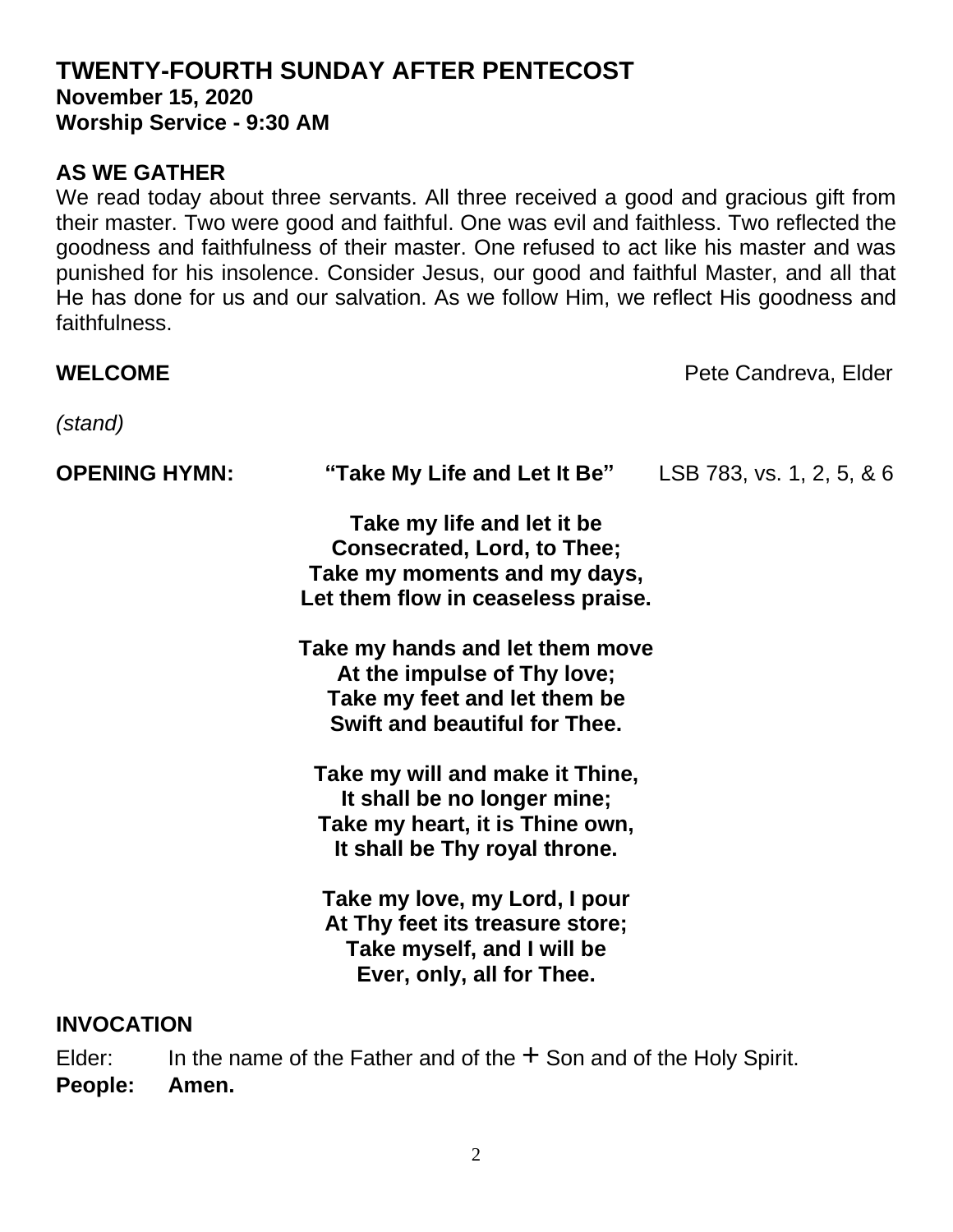# TWENTY-FOURTH SUNDAY AFTER PENTECOST

**November 15, 2020**
**Worship Service - 9:30 AM**

## AS WE GATHER

We read today about three servants. All three received a good and gracious gift from their master. Two were good and faithful. One was evil and faithless. Two reflected the goodness and faithfulness of their master. One refused to act like his master and was punished for his insolence. Consider Jesus, our good and faithful Master, and all that He has done for us and our salvation. As we follow Him, we reflect His goodness and faithfulness.

**WELCOME** Pete Candreva, Elder

*(stand)*

**OPENING HYMN:** **"Take My Life and Let It Be"** LSB 783, vs. 1, 2, 5, & 6

**Take my life and let it be**
**Consecrated, Lord, to Thee;**
**Take my moments and my days,**
**Let them flow in ceaseless praise.**

**Take my hands and let them move**
**At the impulse of Thy love;**
**Take my feet and let them be**
**Swift and beautiful for Thee.**

**Take my will and make it Thine,**
**It shall be no longer mine;**
**Take my heart, it is Thine own,**
**It shall be Thy royal throne.**

**Take my love, my Lord, I pour**
**At Thy feet its treasure store;**
**Take myself, and I will be**
**Ever, only, all for Thee.**

## INVOCATION

Elder: In the name of the Father and of the + Son and of the Holy Spirit.
**People: Amen.**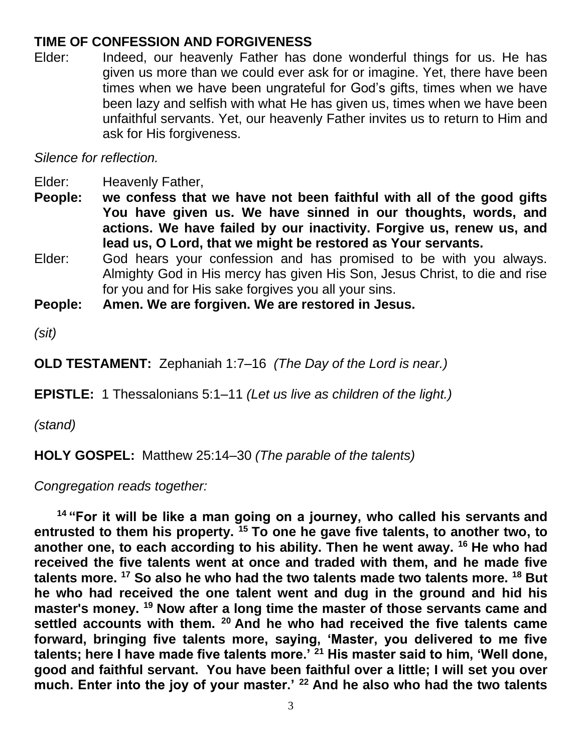## TIME OF CONFESSION AND FORGIVENESS

Elder: Indeed, our heavenly Father has done wonderful things for us. He has given us more than we could ever ask for or imagine. Yet, there have been times when we have been ungrateful for God's gifts, times when we have been lazy and selfish with what He has given us, times when we have been unfaithful servants. Yet, our heavenly Father invites us to return to Him and ask for His forgiveness.

*Silence for reflection.*

Elder: Heavenly Father,

**People: we confess that we have not been faithful with all of the good gifts You have given us. We have sinned in our thoughts, words, and actions. We have failed by our inactivity. Forgive us, renew us, and lead us, O Lord, that we might be restored as Your servants.**

Elder: God hears your confession and has promised to be with you always. Almighty God in His mercy has given His Son, Jesus Christ, to die and rise for you and for His sake forgives you all your sins.

**People: Amen. We are forgiven. We are restored in Jesus.**

*(sit)*

**OLD TESTAMENT:** Zephaniah 1:7–16 *(The Day of the Lord is near.)*

**EPISTLE:** 1 Thessalonians 5:1–11 *(Let us live as children of the light.)*

*(stand)*

**HOLY GOSPEL:** Matthew 25:14–30 *(The parable of the talents)*

*Congregation reads together:*

**[14] "For it will be like a man going on a journey, who called his servants and entrusted to them his property. [15] To one he gave five talents, to another two, to another one, to each according to his ability. Then he went away. [16] He who had received the five talents went at once and traded with them, and he made five talents more. [17] So also he who had the two talents made two talents more. [18] But he who had received the one talent went and dug in the ground and hid his master's money. [19] Now after a long time the master of those servants came and settled accounts with them. [20] And he who had received the five talents came forward, bringing five talents more, saying, 'Master, you delivered to me five talents; here I have made five talents more.' [21] His master said to him, 'Well done, good and faithful servant. You have been faithful over a little; I will set you over much. Enter into the joy of your master.' [22] And he also who had the two talents**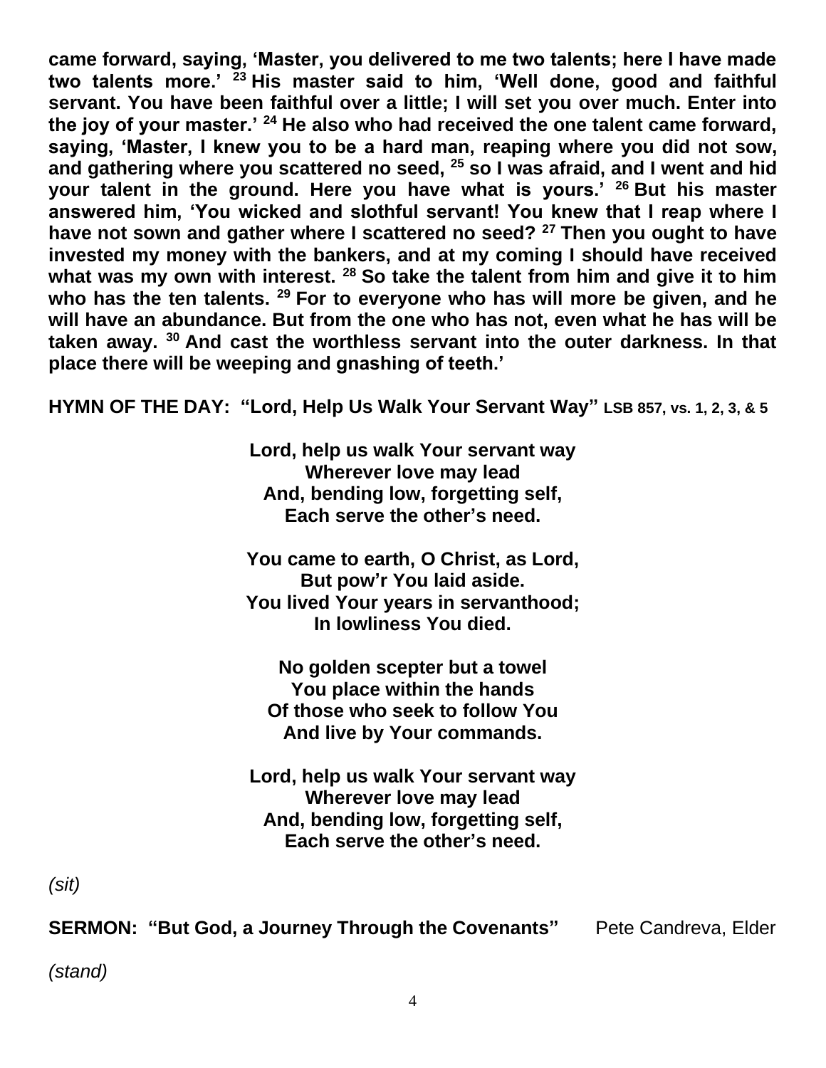**came forward, saying, 'Master, you delivered to me two talents; here I have made two talents more.' [23] His master said to him, 'Well done, good and faithful servant. You have been faithful over a little; I will set you over much. Enter into the joy of your master.' [24] He also who had received the one talent came forward, saying, 'Master, I knew you to be a hard man, reaping where you did not sow, and gathering where you scattered no seed, [25] so I was afraid, and I went and hid your talent in the ground. Here you have what is yours.' [26] But his master answered him, 'You wicked and slothful servant! You knew that I reap where I have not sown and gather where I scattered no seed? [27] Then you ought to have invested my money with the bankers, and at my coming I should have received what was my own with interest. [28] So take the talent from him and give it to him who has the ten talents. [29] For to everyone who has will more be given, and he will have an abundance. But from the one who has not, even what he has will be taken away. [30] And cast the worthless servant into the outer darkness. In that place there will be weeping and gnashing of teeth.'**

**HYMN OF THE DAY: "Lord, Help Us Walk Your Servant Way"** **LSB 857, vs. 1, 2, 3, & 5**

**Lord, help us walk Your servant way**
**Wherever love may lead**
**And, bending low, forgetting self,**
**Each serve the other's need.**

**You came to earth, O Christ, as Lord,**
**But pow'r You laid aside.**
**You lived Your years in servanthood;**
**In lowliness You died.**

**No golden scepter but a towel**
**You place within the hands**
**Of those who seek to follow You**
**And live by Your commands.**

**Lord, help us walk Your servant way**
**Wherever love may lead**
**And, bending low, forgetting self,**
**Each serve the other's need.**

*(sit)*

**SERMON: "But God, a Journey Through the Covenants"** Pete Candreva, Elder

*(stand)*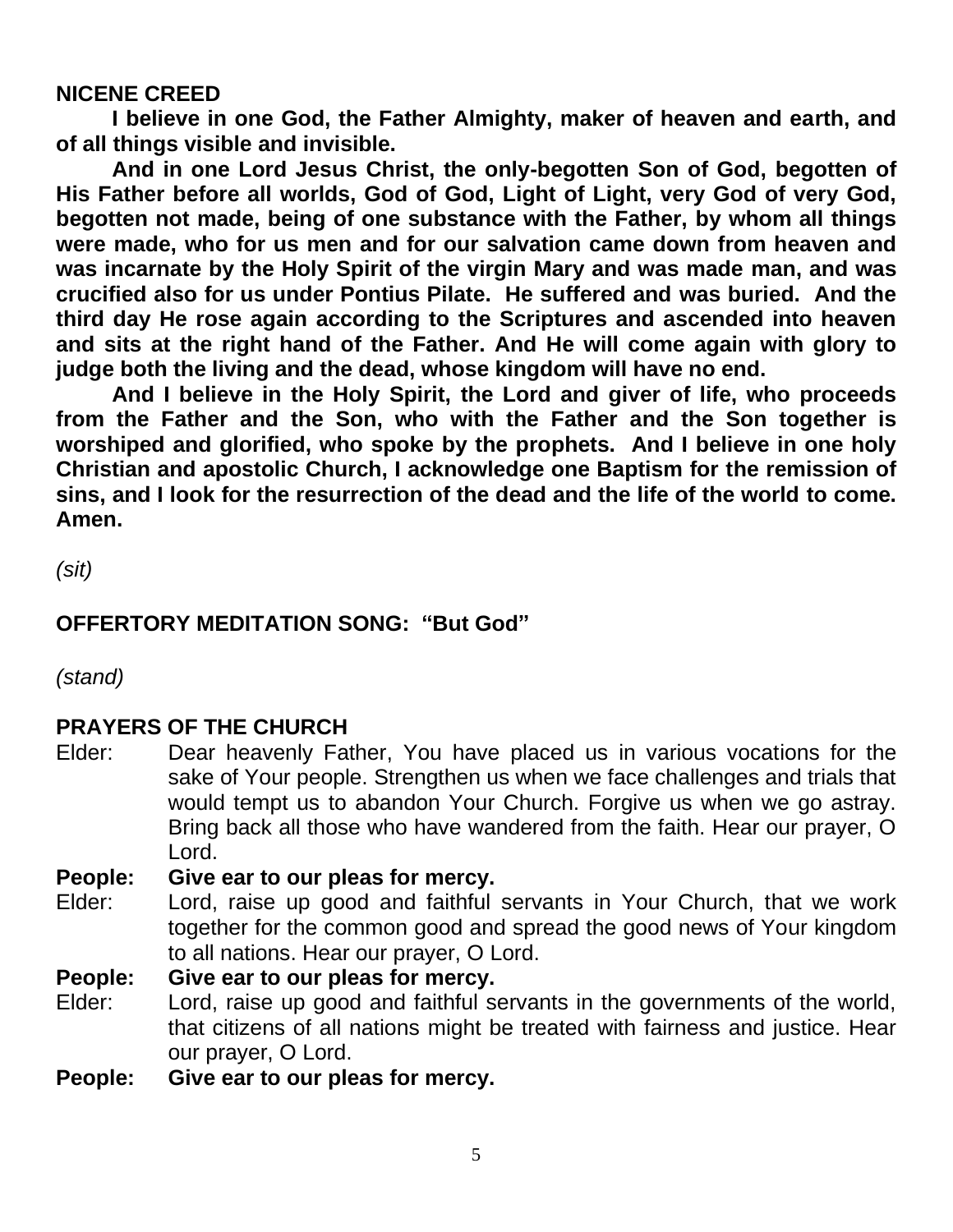## NICENE CREED

**I believe in one God, the Father Almighty, maker of heaven and earth, and of all things visible and invisible.**

**And in one Lord Jesus Christ, the only-begotten Son of God, begotten of His Father before all worlds, God of God, Light of Light, very God of very God, begotten not made, being of one substance with the Father, by whom all things were made, who for us men and for our salvation came down from heaven and was incarnate by the Holy Spirit of the virgin Mary and was made man, and was crucified also for us under Pontius Pilate. He suffered and was buried. And the third day He rose again according to the Scriptures and ascended into heaven and sits at the right hand of the Father. And He will come again with glory to judge both the living and the dead, whose kingdom will have no end.**

**And I believe in the Holy Spirit, the Lord and giver of life, who proceeds from the Father and the Son, who with the Father and the Son together is worshiped and glorified, who spoke by the prophets. And I believe in one holy Christian and apostolic Church, I acknowledge one Baptism for the remission of sins, and I look for the resurrection of the dead and the life of the world to come. Amen.**

*(sit)*

## OFFERTORY MEDITATION SONG: "But God"

*(stand)*

## PRAYERS OF THE CHURCH

Elder: Dear heavenly Father, You have placed us in various vocations for the sake of Your people. Strengthen us when we face challenges and trials that would tempt us to abandon Your Church. Forgive us when we go astray. Bring back all those who have wandered from the faith. Hear our prayer, O Lord.

**People: Give ear to our pleas for mercy.**

Elder: Lord, raise up good and faithful servants in Your Church, that we work together for the common good and spread the good news of Your kingdom to all nations. Hear our prayer, O Lord.

**People: Give ear to our pleas for mercy.**

Elder: Lord, raise up good and faithful servants in the governments of the world, that citizens of all nations might be treated with fairness and justice. Hear our prayer, O Lord.

**People: Give ear to our pleas for mercy.**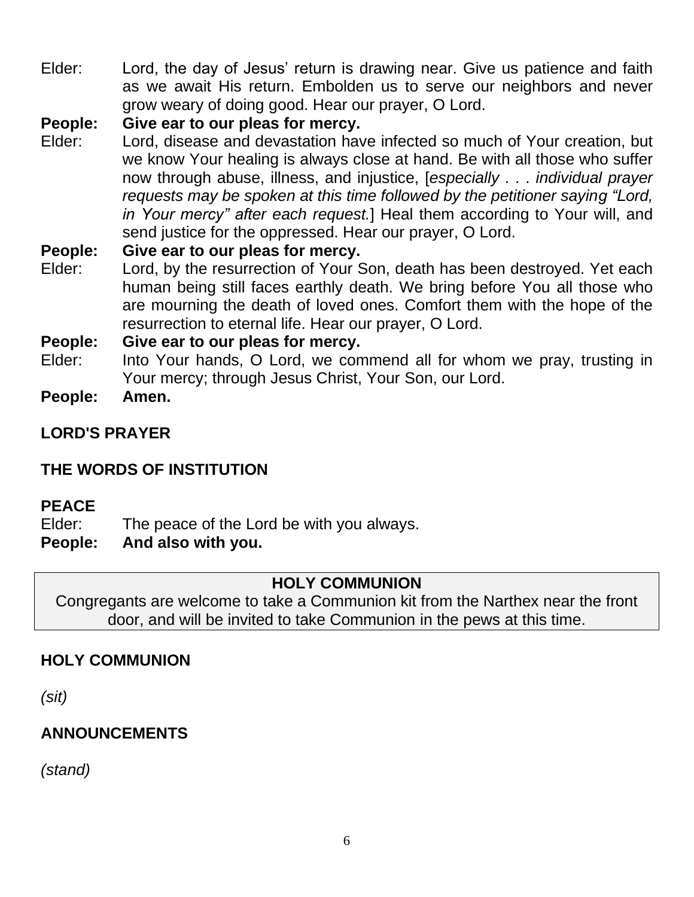Elder: Lord, the day of Jesus' return is drawing near. Give us patience and faith as we await His return. Embolden us to serve our neighbors and never grow weary of doing good. Hear our prayer, O Lord.

**People: Give ear to our pleas for mercy.**

Elder: Lord, disease and devastation have infected so much of Your creation, but we know Your healing is always close at hand. Be with all those who suffer now through abuse, illness, and injustice, [*especially . . . individual prayer requests may be spoken at this time followed by the petitioner saying "Lord, in Your mercy" after each request.*] Heal them according to Your will, and send justice for the oppressed. Hear our prayer, O Lord.

**People: Give ear to our pleas for mercy.**

Elder: Lord, by the resurrection of Your Son, death has been destroyed. Yet each human being still faces earthly death. We bring before You all those who are mourning the death of loved ones. Comfort them with the hope of the resurrection to eternal life. Hear our prayer, O Lord.

**People: Give ear to our pleas for mercy.**

Elder: Into Your hands, O Lord, we commend all for whom we pray, trusting in Your mercy; through Jesus Christ, Your Son, our Lord.

**People: Amen.**

**LORD'S PRAYER**

**THE WORDS OF INSTITUTION**

**PEACE**

Elder: The peace of the Lord be with you always.

**People: And also with you.**

**HOLY COMMUNION**

Congregants are welcome to take a Communion kit from the Narthex near the front door, and will be invited to take Communion in the pews at this time.

**HOLY COMMUNION**

*(sit)*

**ANNOUNCEMENTS**

*(stand)*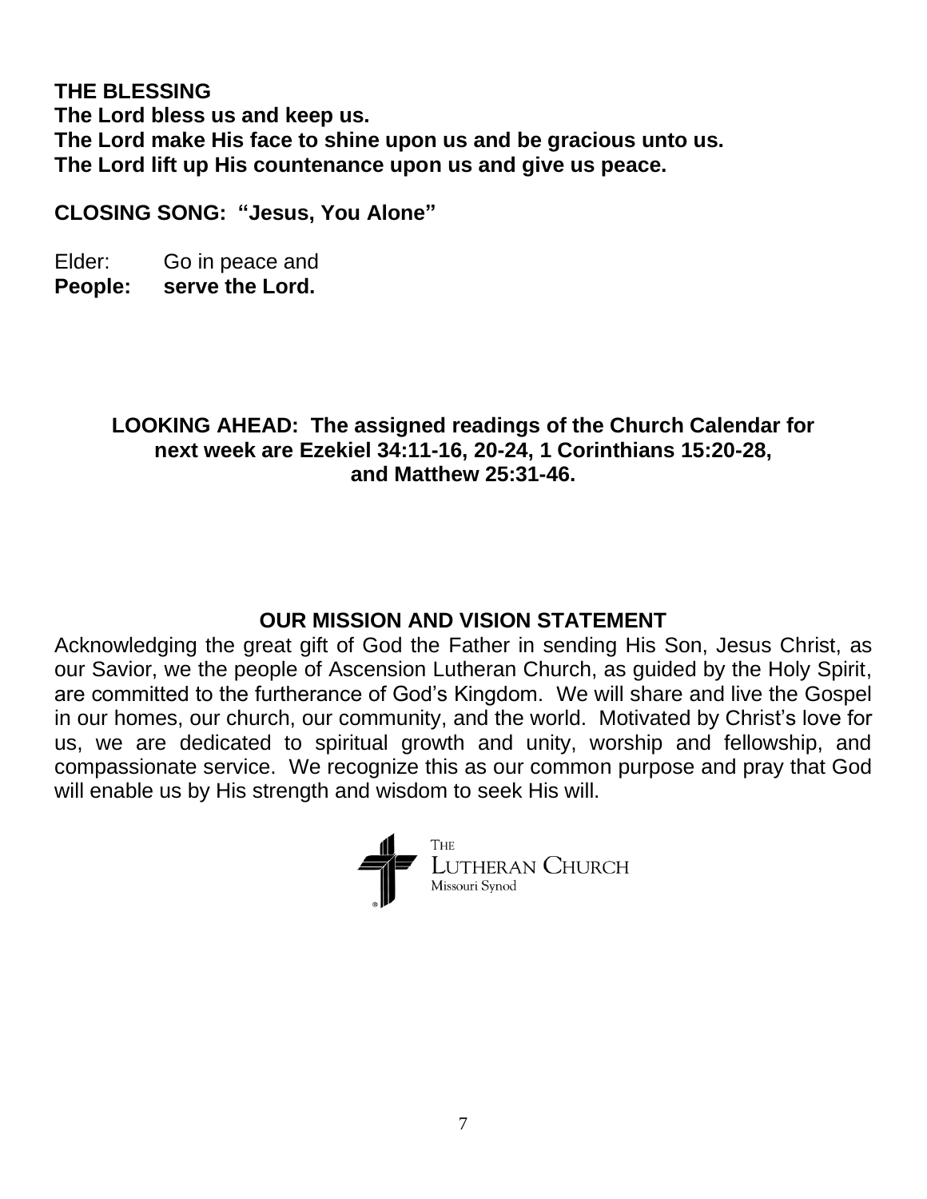**THE BLESSING**
**The Lord bless us and keep us.**
**The Lord make His face to shine upon us and be gracious unto us.**
**The Lord lift up His countenance upon us and give us peace.**

**CLOSING SONG: "Jesus, You Alone"**

Elder: Go in peace and
**People: serve the Lord.**

**LOOKING AHEAD: The assigned readings of the Church Calendar for next week are Ezekiel 34:11-16, 20-24, 1 Corinthians 15:20-28, and Matthew 25:31-46.**

## OUR MISSION AND VISION STATEMENT

Acknowledging the great gift of God the Father in sending His Son, Jesus Christ, as our Savior, we the people of Ascension Lutheran Church, as guided by the Holy Spirit, are committed to the furtherance of God's Kingdom. We will share and live the Gospel in our homes, our church, our community, and the world. Motivated by Christ's love for us, we are dedicated to spiritual growth and unity, worship and fellowship, and compassionate service. We recognize this as our common purpose and pray that God will enable us by His strength and wisdom to seek His will.

THE LUTHERAN CHURCH
Missouri Synod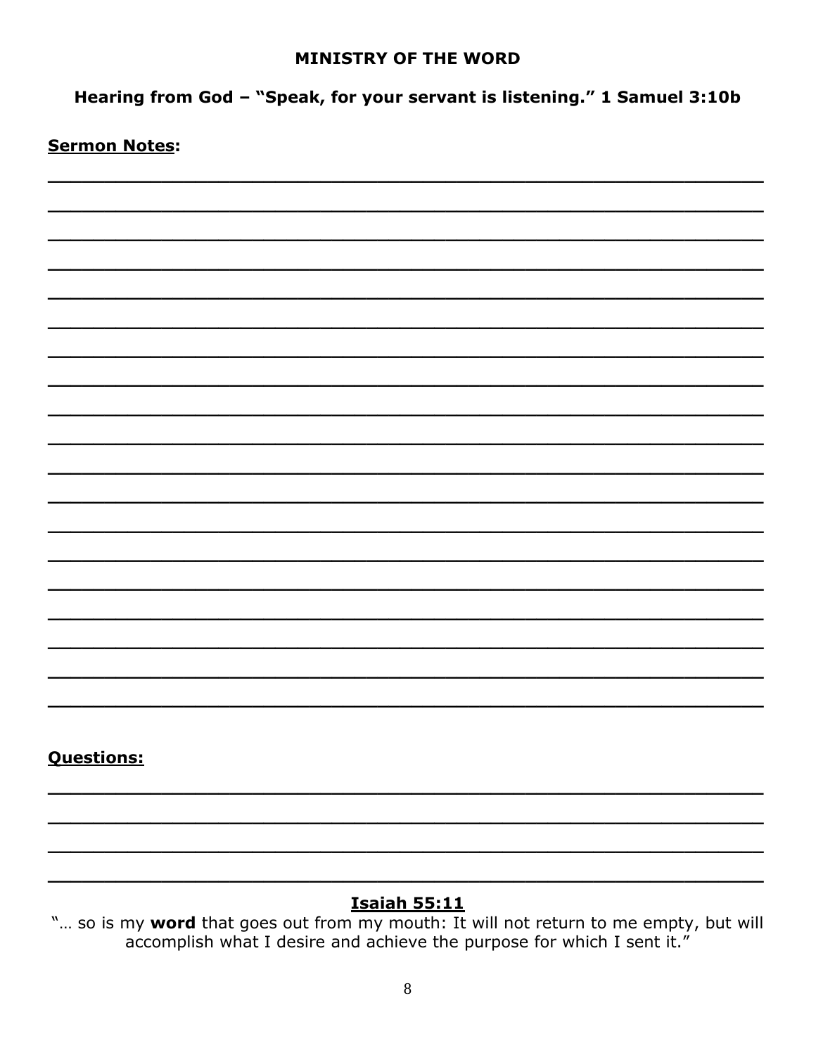## MINISTRY OF THE WORD

### Hearing from God – "Speak, for your servant is listening." 1 Samuel 3:10b

**Sermon Notes:**

___________________________________________________________________

___________________________________________________________________

___________________________________________________________________

___________________________________________________________________

___________________________________________________________________

___________________________________________________________________

___________________________________________________________________

___________________________________________________________________

___________________________________________________________________

___________________________________________________________________

___________________________________________________________________

___________________________________________________________________

___________________________________________________________________

___________________________________________________________________

___________________________________________________________________

___________________________________________________________________

___________________________________________________________________

___________________________________________________________________

___________________________________________________________________

**Questions:**

___________________________________________________________________

___________________________________________________________________

___________________________________________________________________

___________________________________________________________________

**Isaiah 55:11**

"… so is my **word** that goes out from my mouth: It will not return to me empty, but will accomplish what I desire and achieve the purpose for which I sent it."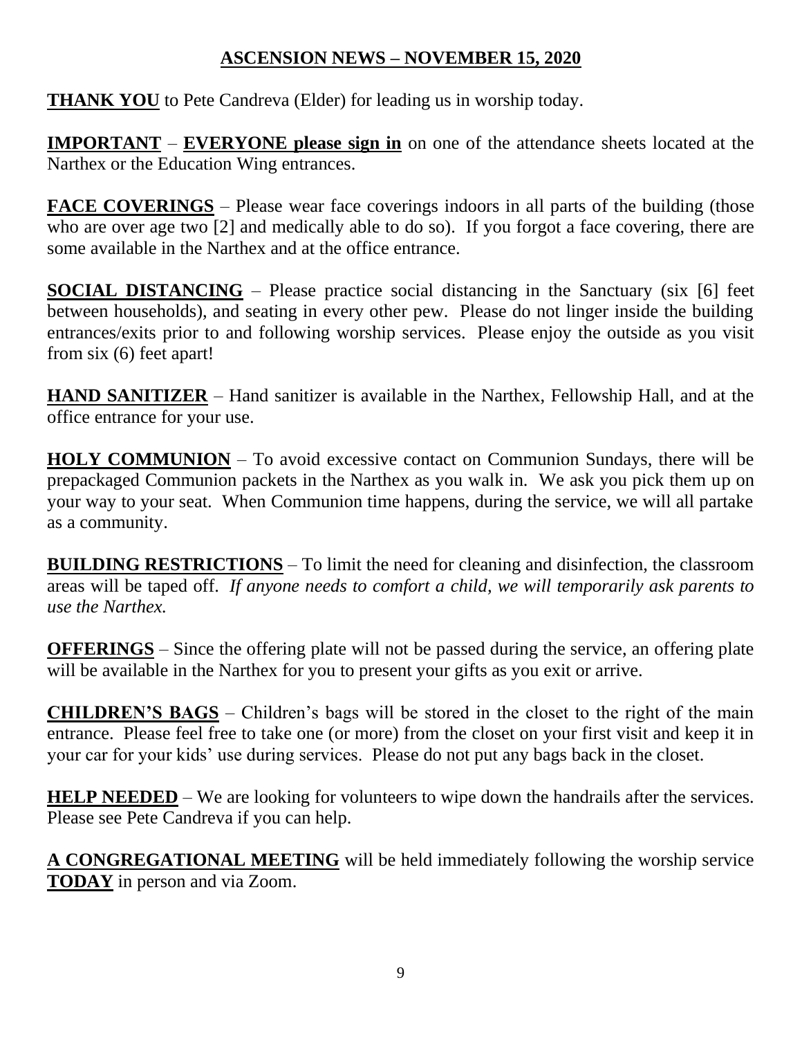## ASCENSION NEWS – NOVEMBER 15, 2020

**THANK YOU** to Pete Candreva (Elder) for leading us in worship today.

**IMPORTANT** – **EVERYONE please sign in** on one of the attendance sheets located at the Narthex or the Education Wing entrances.

**FACE COVERINGS** – Please wear face coverings indoors in all parts of the building (those who are over age two [2] and medically able to do so). If you forgot a face covering, there are some available in the Narthex and at the office entrance.

**SOCIAL DISTANCING** – Please practice social distancing in the Sanctuary (six [6] feet between households), and seating in every other pew. Please do not linger inside the building entrances/exits prior to and following worship services. Please enjoy the outside as you visit from six (6) feet apart!

**HAND SANITIZER** – Hand sanitizer is available in the Narthex, Fellowship Hall, and at the office entrance for your use.

**HOLY COMMUNION** – To avoid excessive contact on Communion Sundays, there will be prepackaged Communion packets in the Narthex as you walk in. We ask you pick them up on your way to your seat. When Communion time happens, during the service, we will all partake as a community.

**BUILDING RESTRICTIONS** – To limit the need for cleaning and disinfection, the classroom areas will be taped off. *If anyone needs to comfort a child, we will temporarily ask parents to use the Narthex.*

**OFFERINGS** – Since the offering plate will not be passed during the service, an offering plate will be available in the Narthex for you to present your gifts as you exit or arrive.

**CHILDREN'S BAGS** – Children's bags will be stored in the closet to the right of the main entrance. Please feel free to take one (or more) from the closet on your first visit and keep it in your car for your kids' use during services. Please do not put any bags back in the closet.

**HELP NEEDED** – We are looking for volunteers to wipe down the handrails after the services. Please see Pete Candreva if you can help.

**A CONGREGATIONAL MEETING** will be held immediately following the worship service **TODAY** in person and via Zoom.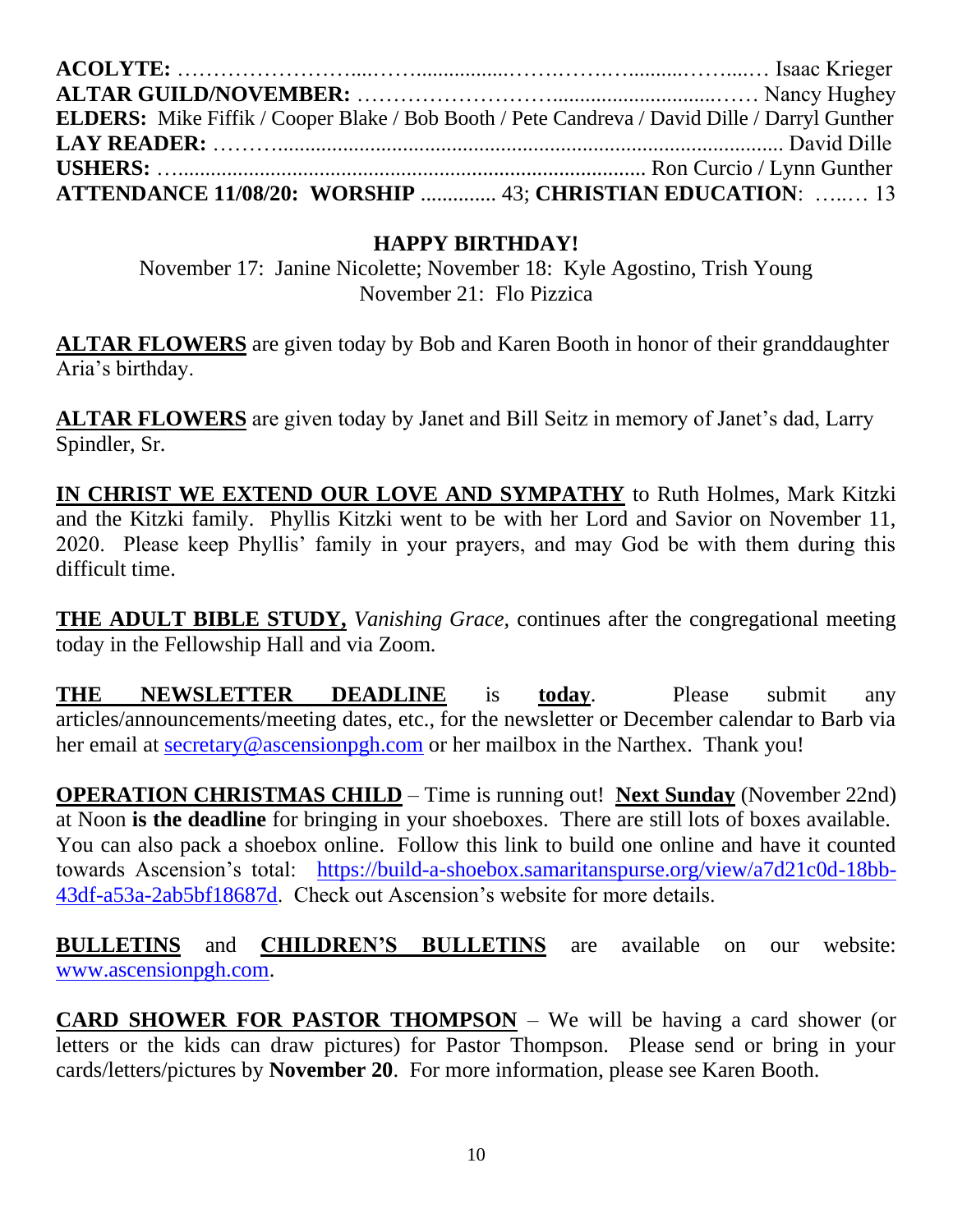**ACOLYTE:** ……………………...……...............…….……….........……...… Isaac Krieger
**ALTAR GUILD/NOVEMBER:** ……………………................................…… Nancy Hughey
**ELDERS:** Mike Fiffik / Cooper Blake / Bob Booth / Pete Candreva / David Dille / Darryl Gunther
**LAY READER:** ………............................................................................................ David Dille
**USHERS:** …..................................................................................... Ron Curcio / Lynn Gunther
**ATTENDANCE 11/08/20: WORSHIP** .............. 43; **CHRISTIAN EDUCATION**: …..… 13

**HAPPY BIRTHDAY!**

November 17: Janine Nicolette; November 18: Kyle Agostino, Trish Young
November 21: Flo Pizzica

**ALTAR FLOWERS** are given today by Bob and Karen Booth in honor of their granddaughter Aria's birthday.

**ALTAR FLOWERS** are given today by Janet and Bill Seitz in memory of Janet's dad, Larry Spindler, Sr.

**IN CHRIST WE EXTEND OUR LOVE AND SYMPATHY** to Ruth Holmes, Mark Kitzki and the Kitzki family. Phyllis Kitzki went to be with her Lord and Savior on November 11, 2020. Please keep Phyllis' family in your prayers, and may God be with them during this difficult time.

**THE ADULT BIBLE STUDY,** *Vanishing Grace,* continues after the congregational meeting today in the Fellowship Hall and via Zoom.

**THE NEWSLETTER DEADLINE** is **today**. Please submit any articles/announcements/meeting dates, etc., for the newsletter or December calendar to Barb via her email at secretary@ascensionpgh.com or her mailbox in the Narthex. Thank you!

**OPERATION CHRISTMAS CHILD** – Time is running out! **Next Sunday** (November 22nd) at Noon **is the deadline** for bringing in your shoeboxes. There are still lots of boxes available. You can also pack a shoebox online. Follow this link to build one online and have it counted towards Ascension's total: https://build-a-shoebox.samaritanspurse.org/view/a7d21c0d-18bb-43df-a53a-2ab5bf18687d. Check out Ascension's website for more details.

**BULLETINS** and **CHILDREN'S BULLETINS** are available on our website: www.ascensionpgh.com.

**CARD SHOWER FOR PASTOR THOMPSON** – We will be having a card shower (or letters or the kids can draw pictures) for Pastor Thompson. Please send or bring in your cards/letters/pictures by **November 20**. For more information, please see Karen Booth.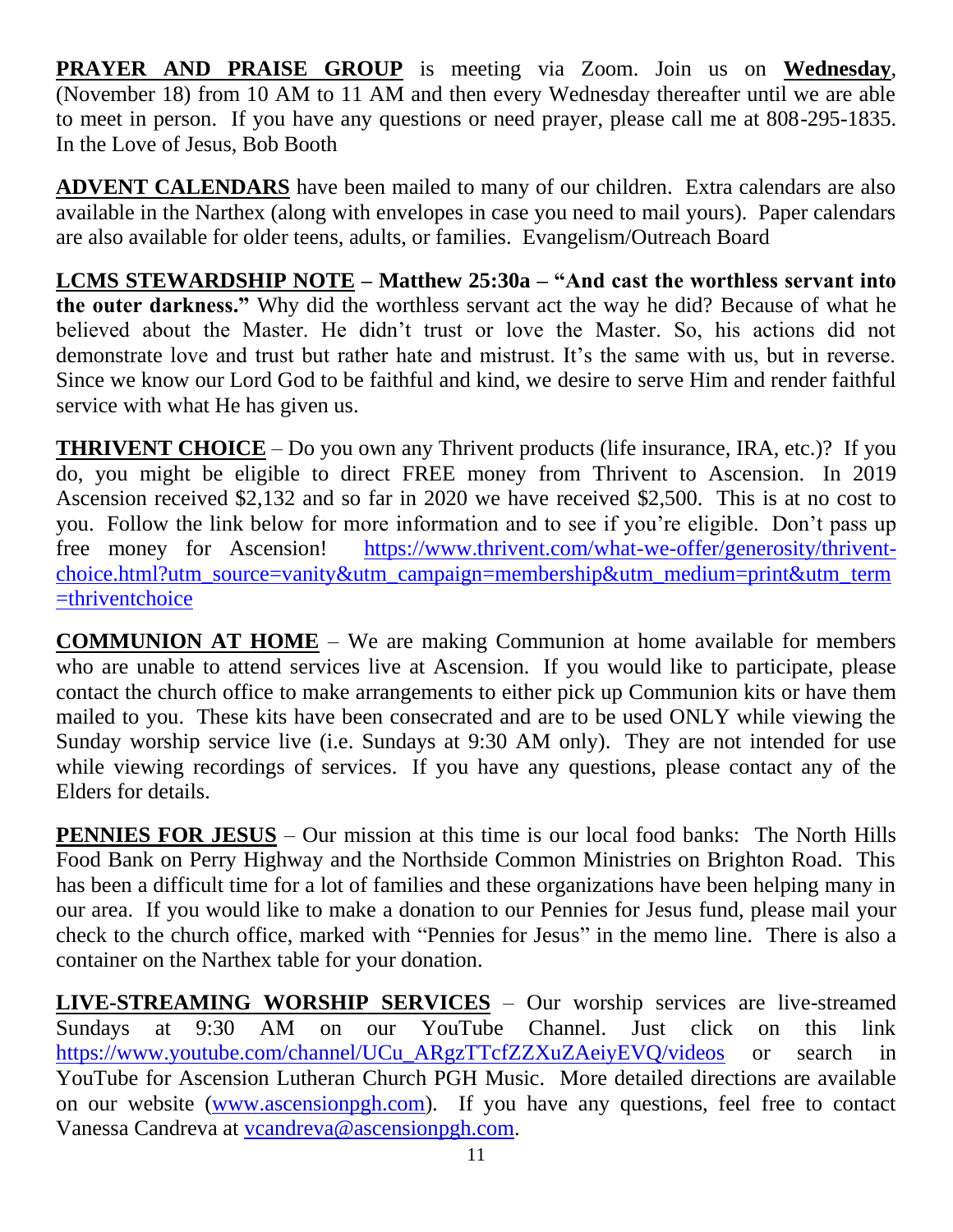**<u>PRAYER AND PRAISE GROUP</u>** is meeting via Zoom. Join us on **<u>Wednesday</u>**, (November 18) from 10 AM to 11 AM and then every Wednesday thereafter until we are able to meet in person. If you have any questions or need prayer, please call me at 808-295-1835. In the Love of Jesus, Bob Booth

**<u>ADVENT CALENDARS</u>** have been mailed to many of our children. Extra calendars are also available in the Narthex (along with envelopes in case you need to mail yours). Paper calendars are also available for older teens, adults, or families. Evangelism/Outreach Board

**<u>LCMS STEWARDSHIP NOTE</u> – Matthew 25:30a – "And cast the worthless servant into the outer darkness."** Why did the worthless servant act the way he did? Because of what he believed about the Master. He didn't trust or love the Master. So, his actions did not demonstrate love and trust but rather hate and mistrust. It's the same with us, but in reverse. Since we know our Lord God to be faithful and kind, we desire to serve Him and render faithful service with what He has given us.

**<u>THRIVENT CHOICE</u>** – Do you own any Thrivent products (life insurance, IRA, etc.)? If you do, you might be eligible to direct FREE money from Thrivent to Ascension. In 2019 Ascension received $2,132 and so far in 2020 we have received $2,500. This is at no cost to you. Follow the link below for more information and to see if you're eligible. Don't pass up free money for Ascension! https://www.thrivent.com/what-we-offer/generosity/thrivent-choice.html?utm_source=vanity&utm_campaign=membership&utm_medium=print&utm_term=thriventchoice

**<u>COMMUNION AT HOME</u>** – We are making Communion at home available for members who are unable to attend services live at Ascension. If you would like to participate, please contact the church office to make arrangements to either pick up Communion kits or have them mailed to you. These kits have been consecrated and are to be used ONLY while viewing the Sunday worship service live (i.e. Sundays at 9:30 AM only). They are not intended for use while viewing recordings of services. If you have any questions, please contact any of the Elders for details.

**<u>PENNIES FOR JESUS</u>** – Our mission at this time is our local food banks: The North Hills Food Bank on Perry Highway and the Northside Common Ministries on Brighton Road. This has been a difficult time for a lot of families and these organizations have been helping many in our area. If you would like to make a donation to our Pennies for Jesus fund, please mail your check to the church office, marked with "Pennies for Jesus" in the memo line. There is also a container on the Narthex table for your donation.

**<u>LIVE-STREAMING WORSHIP SERVICES</u>** – Our worship services are live-streamed Sundays at 9:30 AM on our YouTube Channel. Just click on this link https://www.youtube.com/channel/UCu_ARgzTTcfZZXuZAeiyEVQ/videos or search in YouTube for Ascension Lutheran Church PGH Music. More detailed directions are available on our website (www.ascensionpgh.com). If you have any questions, feel free to contact Vanessa Candreva at vcandreva@ascensionpgh.com.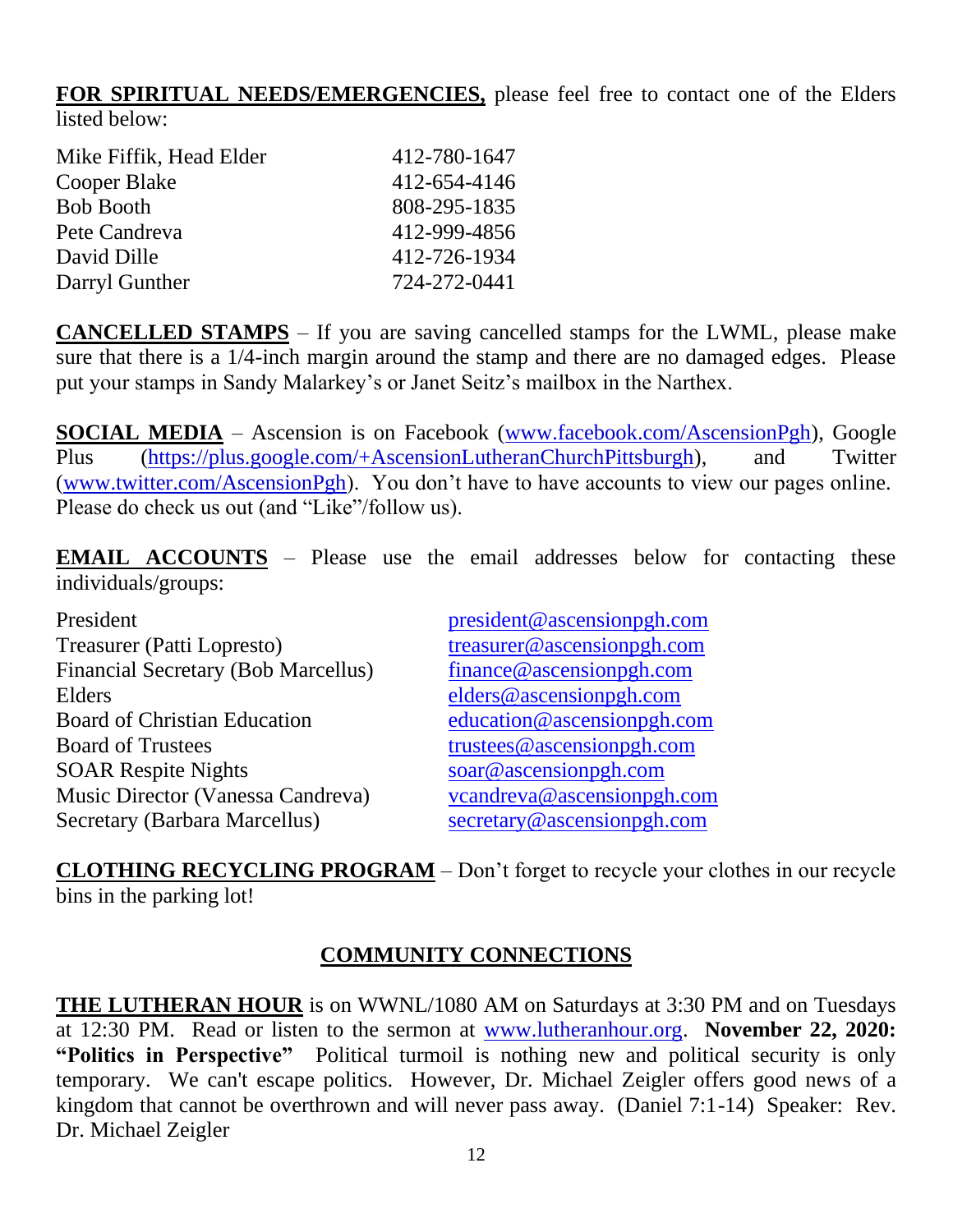**FOR SPIRITUAL NEEDS/EMERGENCIES,** please feel free to contact one of the Elders listed below:

| | |
|---|---|
| Mike Fiffik, Head Elder | 412-780-1647 |
| Cooper Blake | 412-654-4146 |
| Bob Booth | 808-295-1835 |
| Pete Candreva | 412-999-4856 |
| David Dille | 412-726-1934 |
| Darryl Gunther | 724-272-0441 |

**CANCELLED STAMPS** – If you are saving cancelled stamps for the LWML, please make sure that there is a 1/4-inch margin around the stamp and there are no damaged edges. Please put your stamps in Sandy Malarkey's or Janet Seitz's mailbox in the Narthex.

**SOCIAL MEDIA** – Ascension is on Facebook (www.facebook.com/AscensionPgh), Google Plus (https://plus.google.com/+AscensionLutheranChurchPittsburgh), and Twitter (www.twitter.com/AscensionPgh). You don't have to have accounts to view our pages online. Please do check us out (and "Like"/follow us).

**EMAIL ACCOUNTS** – Please use the email addresses below for contacting these individuals/groups:

| | |
|---|---|
| President | president@ascensionpgh.com |
| Treasurer (Patti Lopresto) | treasurer@ascensionpgh.com |
| Financial Secretary (Bob Marcellus) | finance@ascensionpgh.com |
| Elders | elders@ascensionpgh.com |
| Board of Christian Education | education@ascensionpgh.com |
| Board of Trustees | trustees@ascensionpgh.com |
| SOAR Respite Nights | soar@ascensionpgh.com |
| Music Director (Vanessa Candreva) | vcandreva@ascensionpgh.com |
| Secretary (Barbara Marcellus) | secretary@ascensionpgh.com |

**CLOTHING RECYCLING PROGRAM** – Don't forget to recycle your clothes in our recycle bins in the parking lot!

## COMMUNITY CONNECTIONS

**THE LUTHERAN HOUR** is on WWNL/1080 AM on Saturdays at 3:30 PM and on Tuesdays at 12:30 PM. Read or listen to the sermon at www.lutheranhour.org. **November 22, 2020: "Politics in Perspective"** Political turmoil is nothing new and political security is only temporary. We can't escape politics. However, Dr. Michael Zeigler offers good news of a kingdom that cannot be overthrown and will never pass away. (Daniel 7:1-14) Speaker: Rev. Dr. Michael Zeigler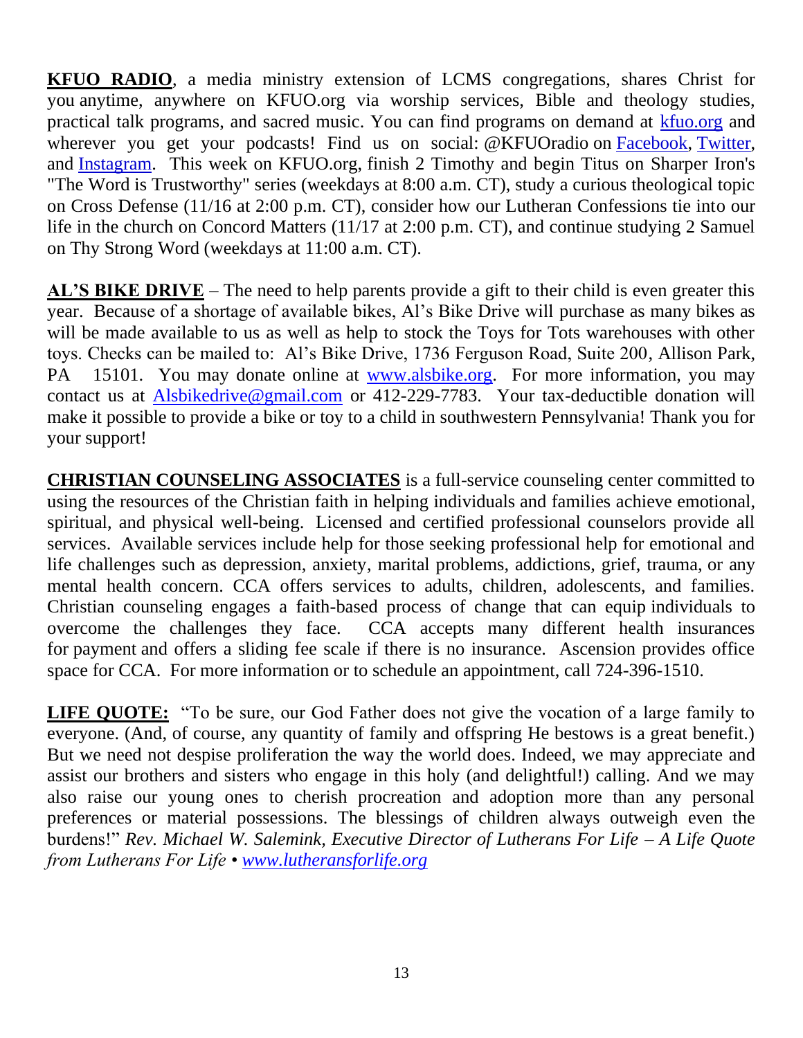**KFUO RADIO**, a media ministry extension of LCMS congregations, shares Christ for you anytime, anywhere on KFUO.org via worship services, Bible and theology studies, practical talk programs, and sacred music. You can find programs on demand at [kfuo.org](kfuo.org) and wherever you get your podcasts! Find us on social: @KFUOradio on Facebook, Twitter, and Instagram. This week on KFUO.org, finish 2 Timothy and begin Titus on Sharper Iron's "The Word is Trustworthy" series (weekdays at 8:00 a.m. CT), study a curious theological topic on Cross Defense (11/16 at 2:00 p.m. CT), consider how our Lutheran Confessions tie into our life in the church on Concord Matters (11/17 at 2:00 p.m. CT), and continue studying 2 Samuel on Thy Strong Word (weekdays at 11:00 a.m. CT).

**AL'S BIKE DRIVE** – The need to help parents provide a gift to their child is even greater this year. Because of a shortage of available bikes, Al's Bike Drive will purchase as many bikes as will be made available to us as well as help to stock the Toys for Tots warehouses with other toys. Checks can be mailed to: Al's Bike Drive, 1736 Ferguson Road, Suite 200, Allison Park, PA 15101. You may donate online at [www.alsbike.org](www.alsbike.org). For more information, you may contact us at Alsbikedrive@gmail.com or 412-229-7783. Your tax-deductible donation will make it possible to provide a bike or toy to a child in southwestern Pennsylvania! Thank you for your support!

**CHRISTIAN COUNSELING ASSOCIATES** is a full-service counseling center committed to using the resources of the Christian faith in helping individuals and families achieve emotional, spiritual, and physical well-being. Licensed and certified professional counselors provide all services. Available services include help for those seeking professional help for emotional and life challenges such as depression, anxiety, marital problems, addictions, grief, trauma, or any mental health concern. CCA offers services to adults, children, adolescents, and families. Christian counseling engages a faith-based process of change that can equip individuals to overcome the challenges they face. CCA accepts many different health insurances for payment and offers a sliding fee scale if there is no insurance. Ascension provides office space for CCA. For more information or to schedule an appointment, call 724-396-1510.

**LIFE QUOTE:** "To be sure, our God Father does not give the vocation of a large family to everyone. (And, of course, any quantity of family and offspring He bestows is a great benefit.) But we need not despise proliferation the way the world does. Indeed, we may appreciate and assist our brothers and sisters who engage in this holy (and delightful!) calling. And we may also raise our young ones to cherish procreation and adoption more than any personal preferences or material possessions. The blessings of children always outweigh even the burdens!" *Rev. Michael W. Salemink, Executive Director of Lutherans For Life – A Life Quote from Lutherans For Life • [www.lutheransforlife.org](www.lutheransforlife.org)*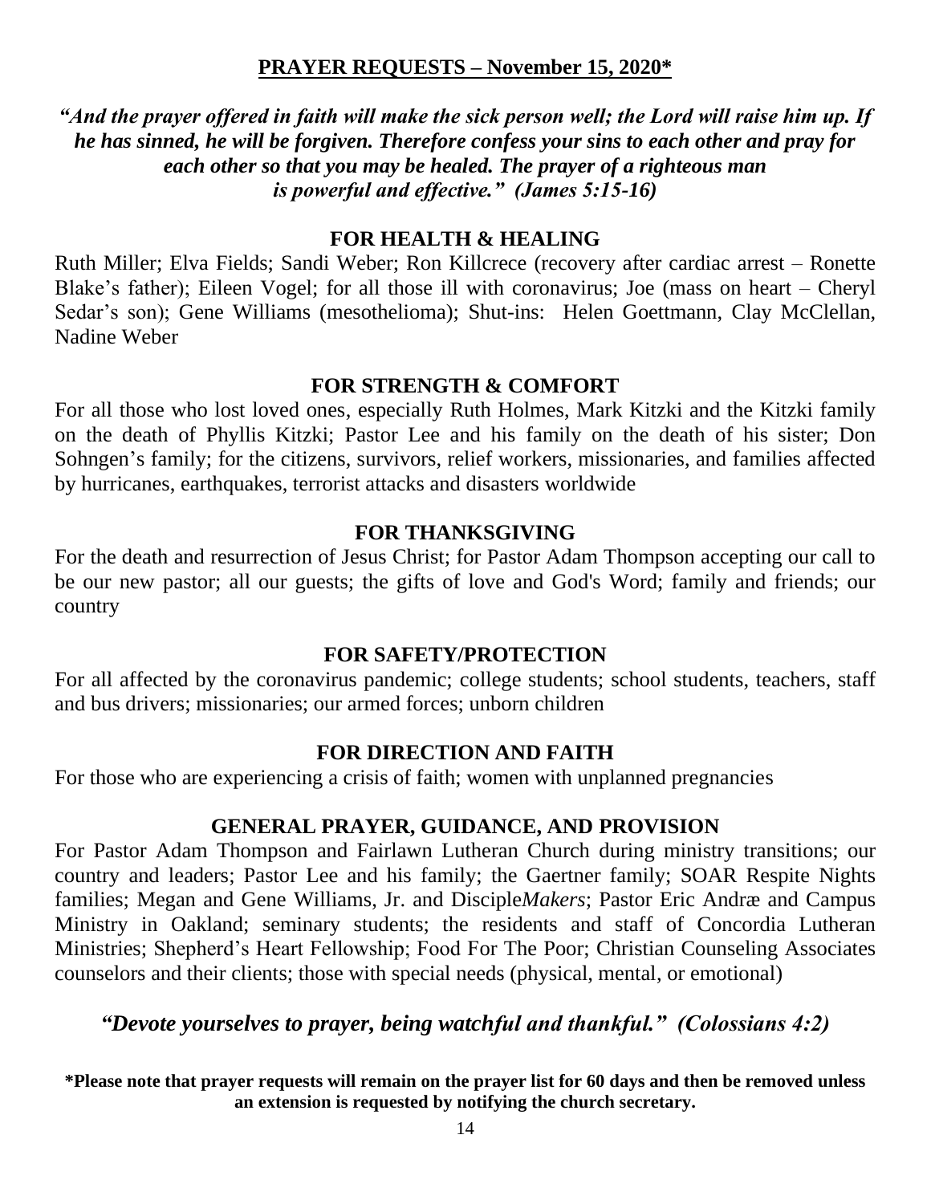## PRAYER REQUESTS – November 15, 2020*

***"And the prayer offered in faith will make the sick person well; the Lord will raise him up. If he has sinned, he will be forgiven. Therefore confess your sins to each other and pray for each other so that you may be healed. The prayer of a righteous man is powerful and effective." (James 5:15-16)***

### FOR HEALTH & HEALING

Ruth Miller; Elva Fields; Sandi Weber; Ron Killcrece (recovery after cardiac arrest – Ronette Blake's father); Eileen Vogel; for all those ill with coronavirus; Joe (mass on heart – Cheryl Sedar's son); Gene Williams (mesothelioma); Shut-ins: Helen Goettmann, Clay McClellan, Nadine Weber

### FOR STRENGTH & COMFORT

For all those who lost loved ones, especially Ruth Holmes, Mark Kitzki and the Kitzki family on the death of Phyllis Kitzki; Pastor Lee and his family on the death of his sister; Don Sohngen's family; for the citizens, survivors, relief workers, missionaries, and families affected by hurricanes, earthquakes, terrorist attacks and disasters worldwide

### FOR THANKSGIVING

For the death and resurrection of Jesus Christ; for Pastor Adam Thompson accepting our call to be our new pastor; all our guests; the gifts of love and God's Word; family and friends; our country

### FOR SAFETY/PROTECTION

For all affected by the coronavirus pandemic; college students; school students, teachers, staff and bus drivers; missionaries; our armed forces; unborn children

### FOR DIRECTION AND FAITH

For those who are experiencing a crisis of faith; women with unplanned pregnancies

### GENERAL PRAYER, GUIDANCE, AND PROVISION

For Pastor Adam Thompson and Fairlawn Lutheran Church during ministry transitions; our country and leaders; Pastor Lee and his family; the Gaertner family; SOAR Respite Nights families; Megan and Gene Williams, Jr. and Disciple*Makers*; Pastor Eric Andræ and Campus Ministry in Oakland; seminary students; the residents and staff of Concordia Lutheran Ministries; Shepherd's Heart Fellowship; Food For The Poor; Christian Counseling Associates counselors and their clients; those with special needs (physical, mental, or emotional)

***"Devote yourselves to prayer, being watchful and thankful." (Colossians 4:2)***

**\*Please note that prayer requests will remain on the prayer list for 60 days and then be removed unless an extension is requested by notifying the church secretary.**